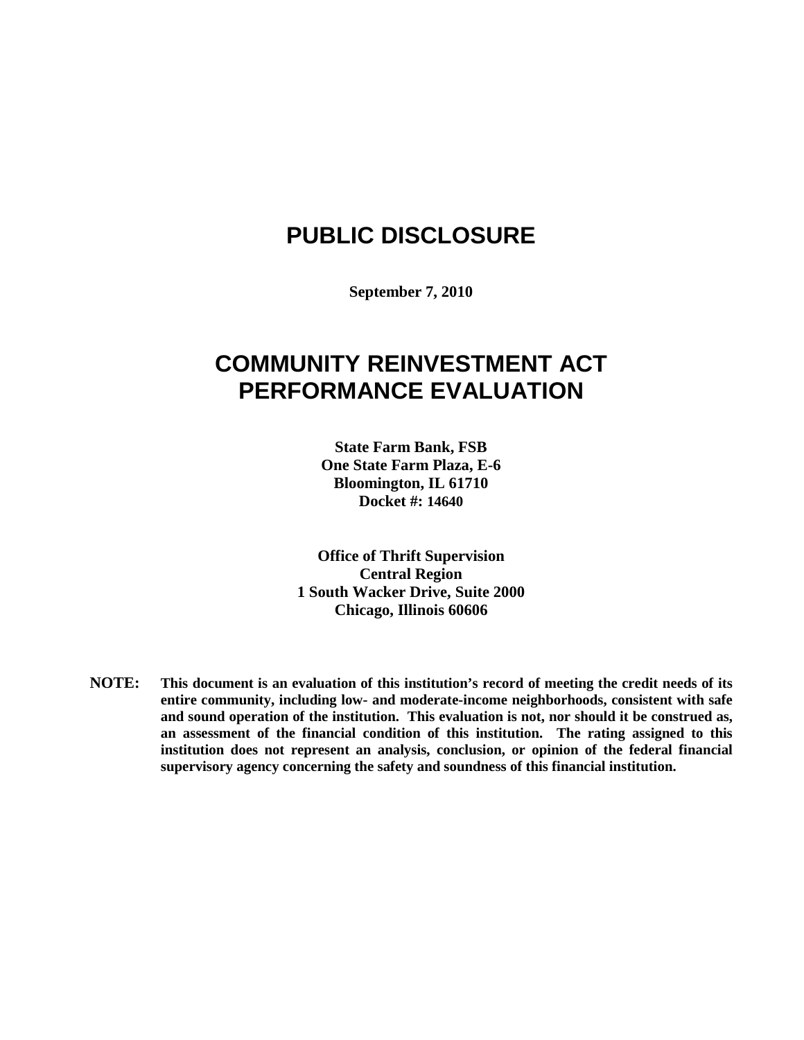# PUBLIC DISCLOSURE

**September 7, 2010**

# COMMUNITY REINVESTMENT ACT PERFORMANCE EVALUATION

**State Farm Bank, FSB**
**One State Farm Plaza, E-6**
**Bloomington, IL 61710**
**Docket #: 14640**

**Office of Thrift Supervision**
**Central Region**
**1 South Wacker Drive, Suite 2000**
**Chicago, Illinois 60606**

**NOTE:** **This document is an evaluation of this institution's record of meeting the credit needs of its entire community, including low- and moderate-income neighborhoods, consistent with safe and sound operation of the institution. This evaluation is not, nor should it be construed as, an assessment of the financial condition of this institution. The rating assigned to this institution does not represent an analysis, conclusion, or opinion of the federal financial supervisory agency concerning the safety and soundness of this financial institution.**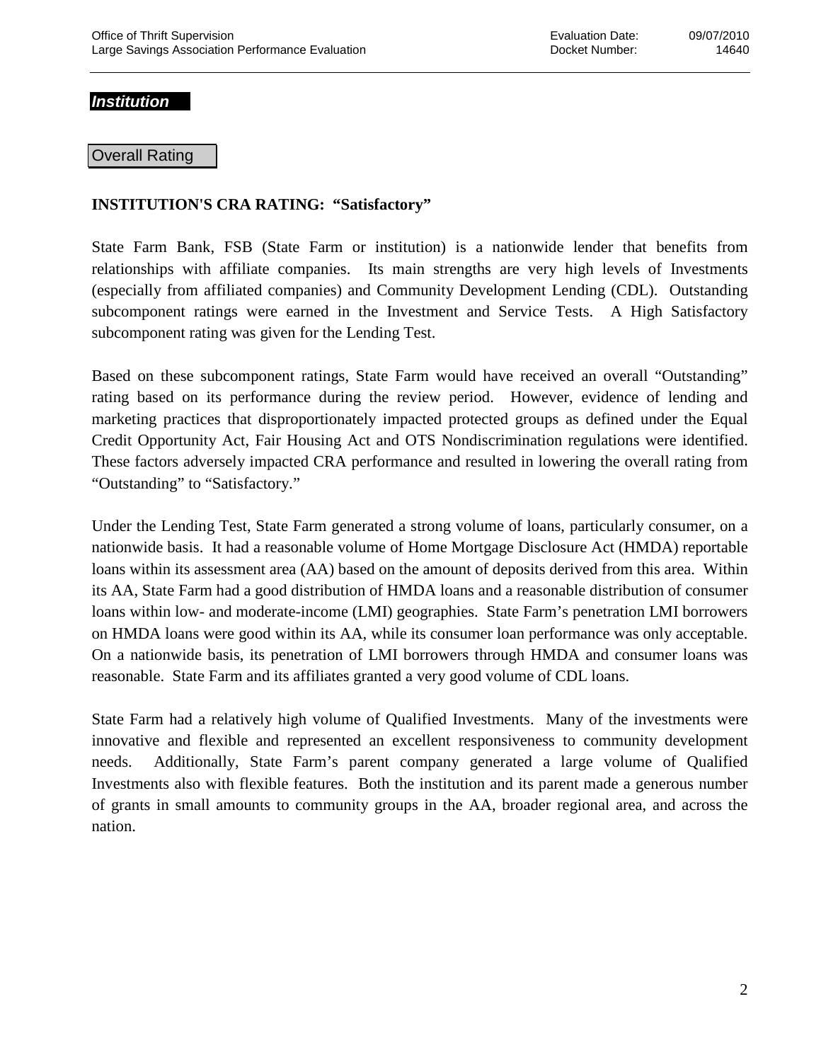***Institution***

Overall Rating

**INSTITUTION'S CRA RATING: "Satisfactory"**

State Farm Bank, FSB (State Farm or institution) is a nationwide lender that benefits from relationships with affiliate companies. Its main strengths are very high levels of Investments (especially from affiliated companies) and Community Development Lending (CDL). Outstanding subcomponent ratings were earned in the Investment and Service Tests. A High Satisfactory subcomponent rating was given for the Lending Test.

Based on these subcomponent ratings, State Farm would have received an overall "Outstanding" rating based on its performance during the review period. However, evidence of lending and marketing practices that disproportionately impacted protected groups as defined under the Equal Credit Opportunity Act, Fair Housing Act and OTS Nondiscrimination regulations were identified. These factors adversely impacted CRA performance and resulted in lowering the overall rating from "Outstanding" to "Satisfactory."

Under the Lending Test, State Farm generated a strong volume of loans, particularly consumer, on a nationwide basis. It had a reasonable volume of Home Mortgage Disclosure Act (HMDA) reportable loans within its assessment area (AA) based on the amount of deposits derived from this area. Within its AA, State Farm had a good distribution of HMDA loans and a reasonable distribution of consumer loans within low- and moderate-income (LMI) geographies. State Farm's penetration LMI borrowers on HMDA loans were good within its AA, while its consumer loan performance was only acceptable. On a nationwide basis, its penetration of LMI borrowers through HMDA and consumer loans was reasonable. State Farm and its affiliates granted a very good volume of CDL loans.

State Farm had a relatively high volume of Qualified Investments. Many of the investments were innovative and flexible and represented an excellent responsiveness to community development needs. Additionally, State Farm's parent company generated a large volume of Qualified Investments also with flexible features. Both the institution and its parent made a generous number of grants in small amounts to community groups in the AA, broader regional area, and across the nation.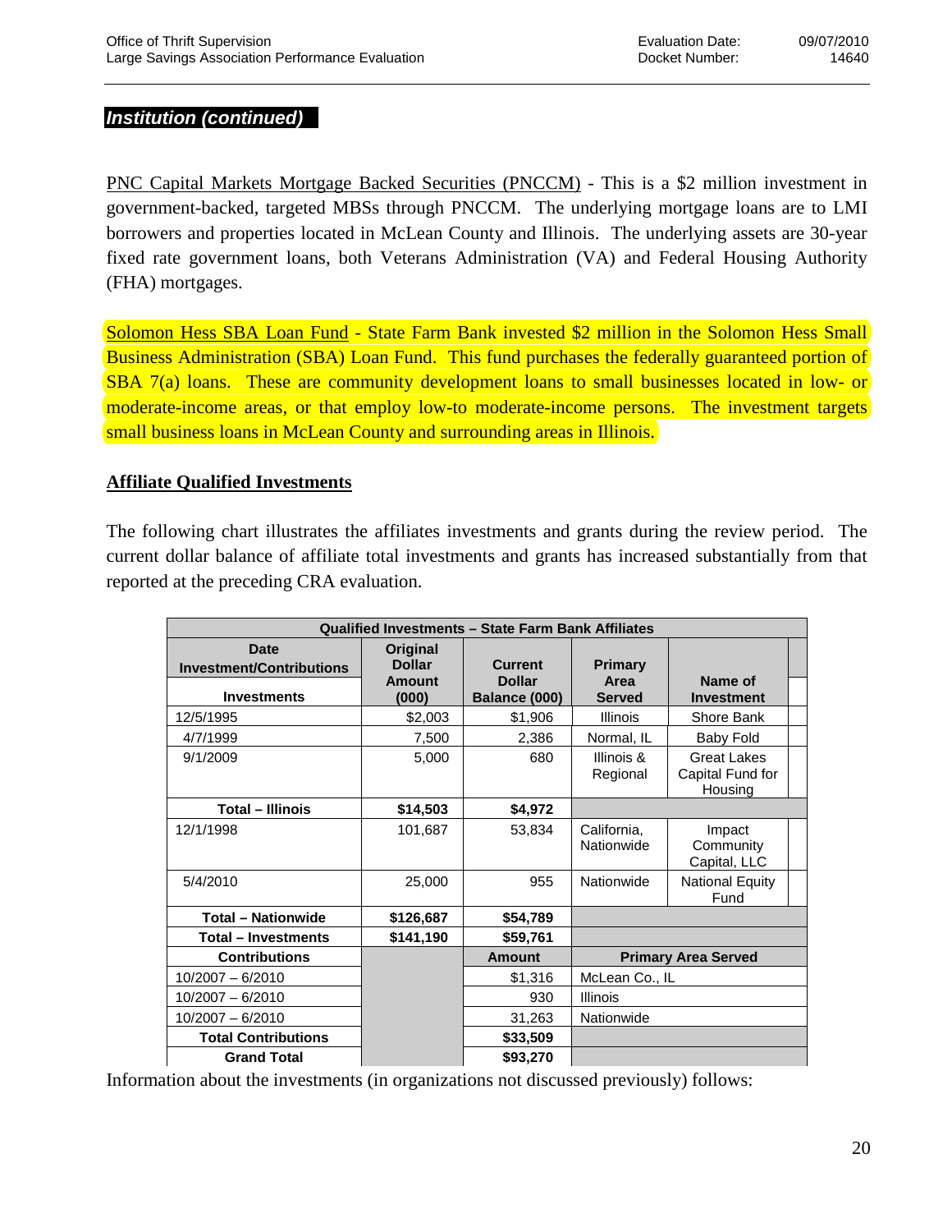### *Institution (continued)*

PNC Capital Markets Mortgage Backed Securities (PNCCM) - This is a $2 million investment in government-backed, targeted MBSs through PNCCM. The underlying mortgage loans are to LMI borrowers and properties located in McLean County and Illinois. The underlying assets are 30-year fixed rate government loans, both Veterans Administration (VA) and Federal Housing Authority (FHA) mortgages.

Solomon Hess SBA Loan Fund - State Farm Bank invested $2 million in the Solomon Hess Small Business Administration (SBA) Loan Fund. This fund purchases the federally guaranteed portion of SBA 7(a) loans. These are community development loans to small businesses located in low- or moderate-income areas, or that employ low-to moderate-income persons. The investment targets small business loans in McLean County and surrounding areas in Illinois.

## Affiliate Qualified Investments

The following chart illustrates the affiliates investments and grants during the review period. The current dollar balance of affiliate total investments and grants has increased substantially from that reported at the preceding CRA evaluation.

| Qualified Investments – State Farm Bank Affiliates | | | | |
|---|---|---|---|---|
| **Date Investment/Contributions**<br>**Investments** | **Original Dollar Amount (000)** | **Current Dollar Balance (000)** | **Primary Area Served** | **Name of Investment** |
| 12/5/1995 | $2,003 | $1,906 | Illinois | Shore Bank |
| 4/7/1999 | 7,500 | 2,386 | Normal, IL | Baby Fold |
| 9/1/2009 | 5,000 | 680 | Illinois & Regional | Great Lakes Capital Fund for Housing |
| **Total – Illinois** | **$14,503** | **$4,972** | | |
| 12/1/1998 | 101,687 | 53,834 | California, Nationwide | Impact Community Capital, LLC |
| 5/4/2010 | 25,000 | 955 | Nationwide | National Equity Fund |
| **Total – Nationwide** | **$126,687** | **$54,789** | | |
| **Total – Investments** | **$141,190** | **$59,761** | | |
| **Contributions** | | **Amount** | **Primary Area Served** | |
| 10/2007 – 6/2010 | | $1,316 | McLean Co., IL | |
| 10/2007 – 6/2010 | | 930 | Illinois | |
| 10/2007 – 6/2010 | | 31,263 | Nationwide | |
| **Total Contributions** | | **$33,509** | | |
| **Grand Total** | | **$93,270** | | |

Information about the investments (in organizations not discussed previously) follows: